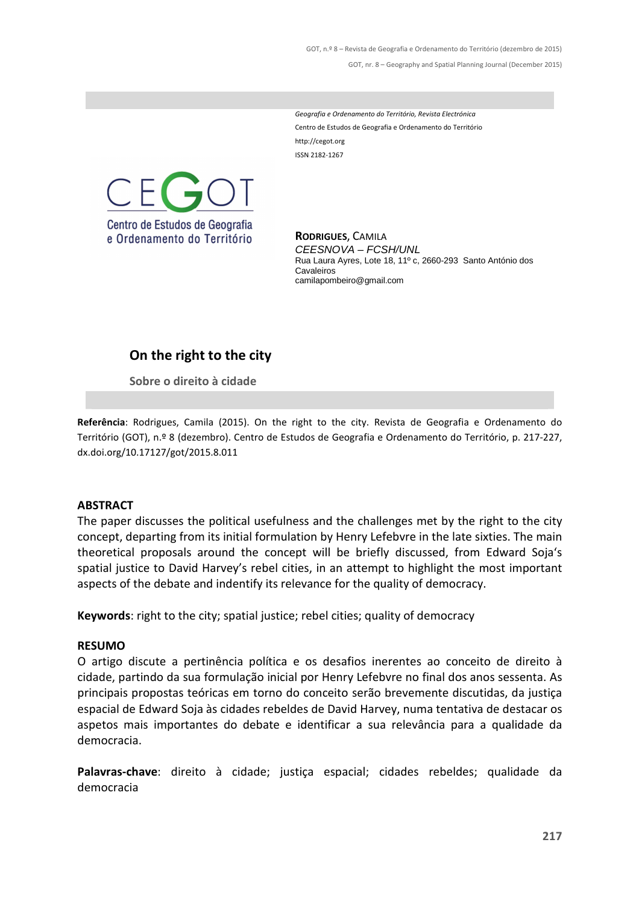*Geografia e Ordenamento do Território, Revista Electrónica*
Centro de Estudos de Geografia e Ordenamento do Território
http://cegot.org
ISSN 2182-1267

CEGOT
Centro de Estudos de Geografia e Ordenamento do Território

**RODRIGUES**, CAMILA
*CEESNOVA – FCSH/UNL*
Rua Laura Ayres, Lote 18, 11º c, 2660-293 Santo António dos Cavaleiros
camilapombeiro@gmail.com

# On the right to the city

## Sobre o direito à cidade

**Referência**: Rodrigues, Camila (2015). On the right to the city. Revista de Geografia e Ordenamento do Território (GOT), n.º 8 (dezembro). Centro de Estudos de Geografia e Ordenamento do Território, p. 217-227, dx.doi.org/10.17127/got/2015.8.011

**ABSTRACT**

The paper discusses the political usefulness and the challenges met by the right to the city concept, departing from its initial formulation by Henry Lefebvre in the late sixties. The main theoretical proposals around the concept will be briefly discussed, from Edward Soja's spatial justice to David Harvey's rebel cities, in an attempt to highlight the most important aspects of the debate and indentify its relevance for the quality of democracy.

**Keywords**: right to the city; spatial justice; rebel cities; quality of democracy

**RESUMO**

O artigo discute a pertinência política e os desafios inerentes ao conceito de direito à cidade, partindo da sua formulação inicial por Henry Lefebvre no final dos anos sessenta. As principais propostas teóricas em torno do conceito serão brevemente discutidas, da justiça espacial de Edward Soja às cidades rebeldes de David Harvey, numa tentativa de destacar os aspetos mais importantes do debate e identificar a sua relevância para a qualidade da democracia.

**Palavras-chave**: direito à cidade; justiça espacial; cidades rebeldes; qualidade da democracia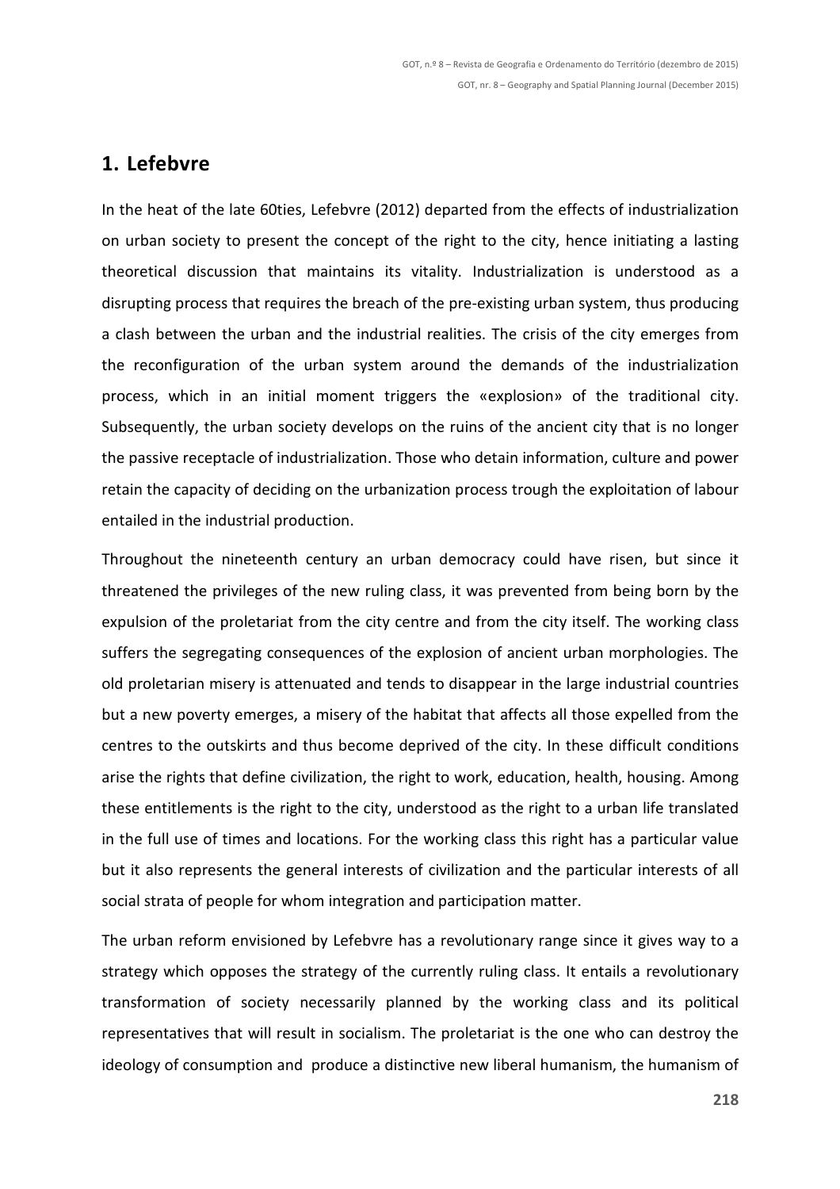## 1. Lefebvre

In the heat of the late 60ties, Lefebvre (2012) departed from the effects of industrialization on urban society to present the concept of the right to the city, hence initiating a lasting theoretical discussion that maintains its vitality. Industrialization is understood as a disrupting process that requires the breach of the pre-existing urban system, thus producing a clash between the urban and the industrial realities. The crisis of the city emerges from the reconfiguration of the urban system around the demands of the industrialization process, which in an initial moment triggers the «explosion» of the traditional city. Subsequently, the urban society develops on the ruins of the ancient city that is no longer the passive receptacle of industrialization. Those who detain information, culture and power retain the capacity of deciding on the urbanization process trough the exploitation of labour entailed in the industrial production.

Throughout the nineteenth century an urban democracy could have risen, but since it threatened the privileges of the new ruling class, it was prevented from being born by the expulsion of the proletariat from the city centre and from the city itself. The working class suffers the segregating consequences of the explosion of ancient urban morphologies. The old proletarian misery is attenuated and tends to disappear in the large industrial countries but a new poverty emerges, a misery of the habitat that affects all those expelled from the centres to the outskirts and thus become deprived of the city. In these difficult conditions arise the rights that define civilization, the right to work, education, health, housing. Among these entitlements is the right to the city, understood as the right to a urban life translated in the full use of times and locations. For the working class this right has a particular value but it also represents the general interests of civilization and the particular interests of all social strata of people for whom integration and participation matter.

The urban reform envisioned by Lefebvre has a revolutionary range since it gives way to a strategy which opposes the strategy of the currently ruling class. It entails a revolutionary transformation of society necessarily planned by the working class and its political representatives that will result in socialism. The proletariat is the one who can destroy the ideology of consumption and produce a distinctive new liberal humanism, the humanism of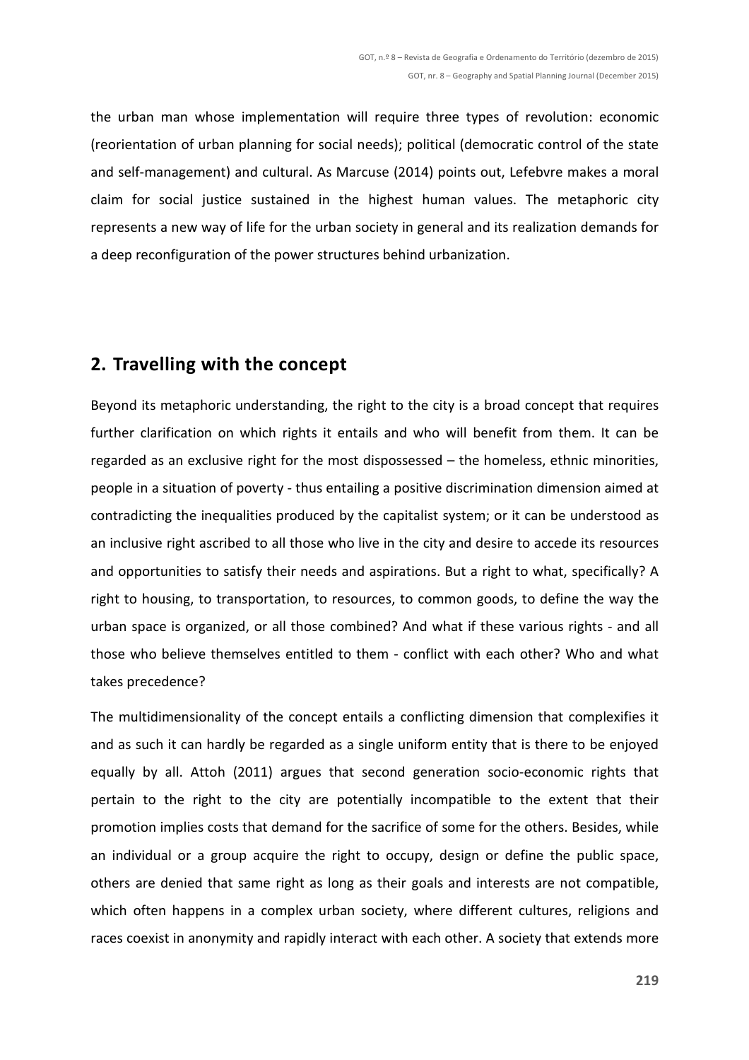the urban man whose implementation will require three types of revolution: economic (reorientation of urban planning for social needs); political (democratic control of the state and self-management) and cultural. As Marcuse (2014) points out, Lefebvre makes a moral claim for social justice sustained in the highest human values. The metaphoric city represents a new way of life for the urban society in general and its realization demands for a deep reconfiguration of the power structures behind urbanization.

## 2. Travelling with the concept

Beyond its metaphoric understanding, the right to the city is a broad concept that requires further clarification on which rights it entails and who will benefit from them. It can be regarded as an exclusive right for the most dispossessed – the homeless, ethnic minorities, people in a situation of poverty - thus entailing a positive discrimination dimension aimed at contradicting the inequalities produced by the capitalist system; or it can be understood as an inclusive right ascribed to all those who live in the city and desire to accede its resources and opportunities to satisfy their needs and aspirations. But a right to what, specifically? A right to housing, to transportation, to resources, to common goods, to define the way the urban space is organized, or all those combined? And what if these various rights - and all those who believe themselves entitled to them - conflict with each other? Who and what takes precedence?

The multidimensionality of the concept entails a conflicting dimension that complexifies it and as such it can hardly be regarded as a single uniform entity that is there to be enjoyed equally by all. Attoh (2011) argues that second generation socio-economic rights that pertain to the right to the city are potentially incompatible to the extent that their promotion implies costs that demand for the sacrifice of some for the others. Besides, while an individual or a group acquire the right to occupy, design or define the public space, others are denied that same right as long as their goals and interests are not compatible, which often happens in a complex urban society, where different cultures, religions and races coexist in anonymity and rapidly interact with each other. A society that extends more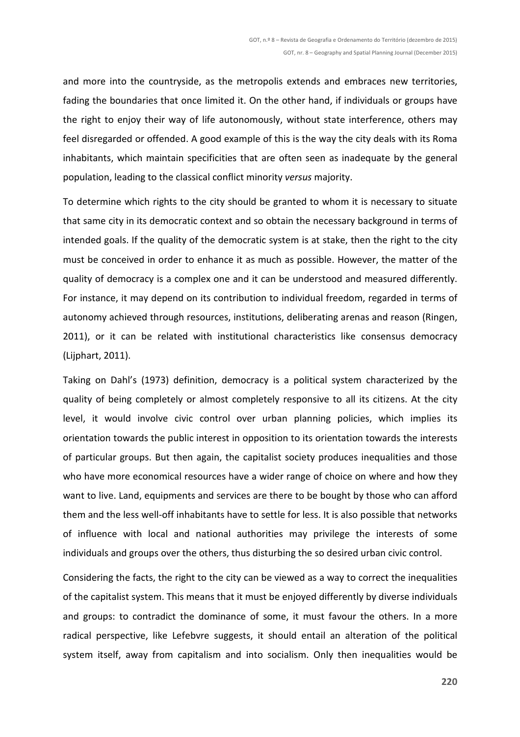and more into the countryside, as the metropolis extends and embraces new territories, fading the boundaries that once limited it. On the other hand, if individuals or groups have the right to enjoy their way of life autonomously, without state interference, others may feel disregarded or offended. A good example of this is the way the city deals with its Roma inhabitants, which maintain specificities that are often seen as inadequate by the general population, leading to the classical conflict minority *versus* majority.

To determine which rights to the city should be granted to whom it is necessary to situate that same city in its democratic context and so obtain the necessary background in terms of intended goals. If the quality of the democratic system is at stake, then the right to the city must be conceived in order to enhance it as much as possible. However, the matter of the quality of democracy is a complex one and it can be understood and measured differently. For instance, it may depend on its contribution to individual freedom, regarded in terms of autonomy achieved through resources, institutions, deliberating arenas and reason (Ringen, 2011), or it can be related with institutional characteristics like consensus democracy (Lijphart, 2011).

Taking on Dahl's (1973) definition, democracy is a political system characterized by the quality of being completely or almost completely responsive to all its citizens. At the city level, it would involve civic control over urban planning policies, which implies its orientation towards the public interest in opposition to its orientation towards the interests of particular groups. But then again, the capitalist society produces inequalities and those who have more economical resources have a wider range of choice on where and how they want to live. Land, equipments and services are there to be bought by those who can afford them and the less well-off inhabitants have to settle for less. It is also possible that networks of influence with local and national authorities may privilege the interests of some individuals and groups over the others, thus disturbing the so desired urban civic control.

Considering the facts, the right to the city can be viewed as a way to correct the inequalities of the capitalist system. This means that it must be enjoyed differently by diverse individuals and groups: to contradict the dominance of some, it must favour the others. In a more radical perspective, like Lefebvre suggests, it should entail an alteration of the political system itself, away from capitalism and into socialism. Only then inequalities would be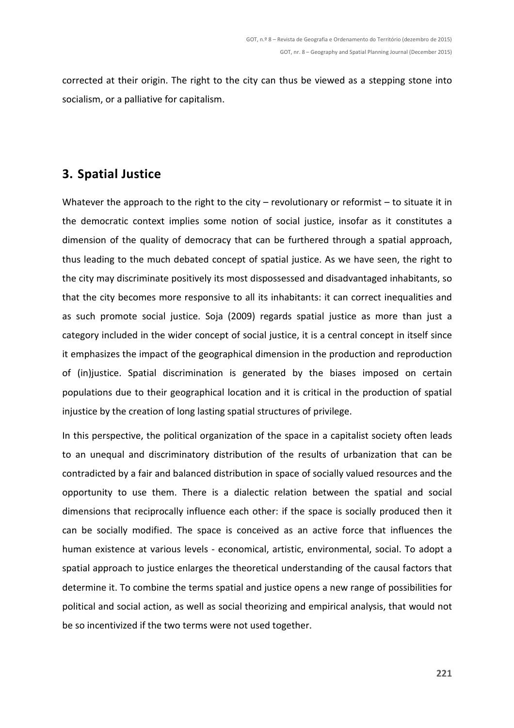corrected at their origin. The right to the city can thus be viewed as a stepping stone into socialism, or a palliative for capitalism.

## 3. Spatial Justice

Whatever the approach to the right to the city – revolutionary or reformist – to situate it in the democratic context implies some notion of social justice, insofar as it constitutes a dimension of the quality of democracy that can be furthered through a spatial approach, thus leading to the much debated concept of spatial justice. As we have seen, the right to the city may discriminate positively its most dispossessed and disadvantaged inhabitants, so that the city becomes more responsive to all its inhabitants: it can correct inequalities and as such promote social justice. Soja (2009) regards spatial justice as more than just a category included in the wider concept of social justice, it is a central concept in itself since it emphasizes the impact of the geographical dimension in the production and reproduction of (in)justice. Spatial discrimination is generated by the biases imposed on certain populations due to their geographical location and it is critical in the production of spatial injustice by the creation of long lasting spatial structures of privilege.

In this perspective, the political organization of the space in a capitalist society often leads to an unequal and discriminatory distribution of the results of urbanization that can be contradicted by a fair and balanced distribution in space of socially valued resources and the opportunity to use them. There is a dialectic relation between the spatial and social dimensions that reciprocally influence each other: if the space is socially produced then it can be socially modified. The space is conceived as an active force that influences the human existence at various levels - economical, artistic, environmental, social. To adopt a spatial approach to justice enlarges the theoretical understanding of the causal factors that determine it. To combine the terms spatial and justice opens a new range of possibilities for political and social action, as well as social theorizing and empirical analysis, that would not be so incentivized if the two terms were not used together.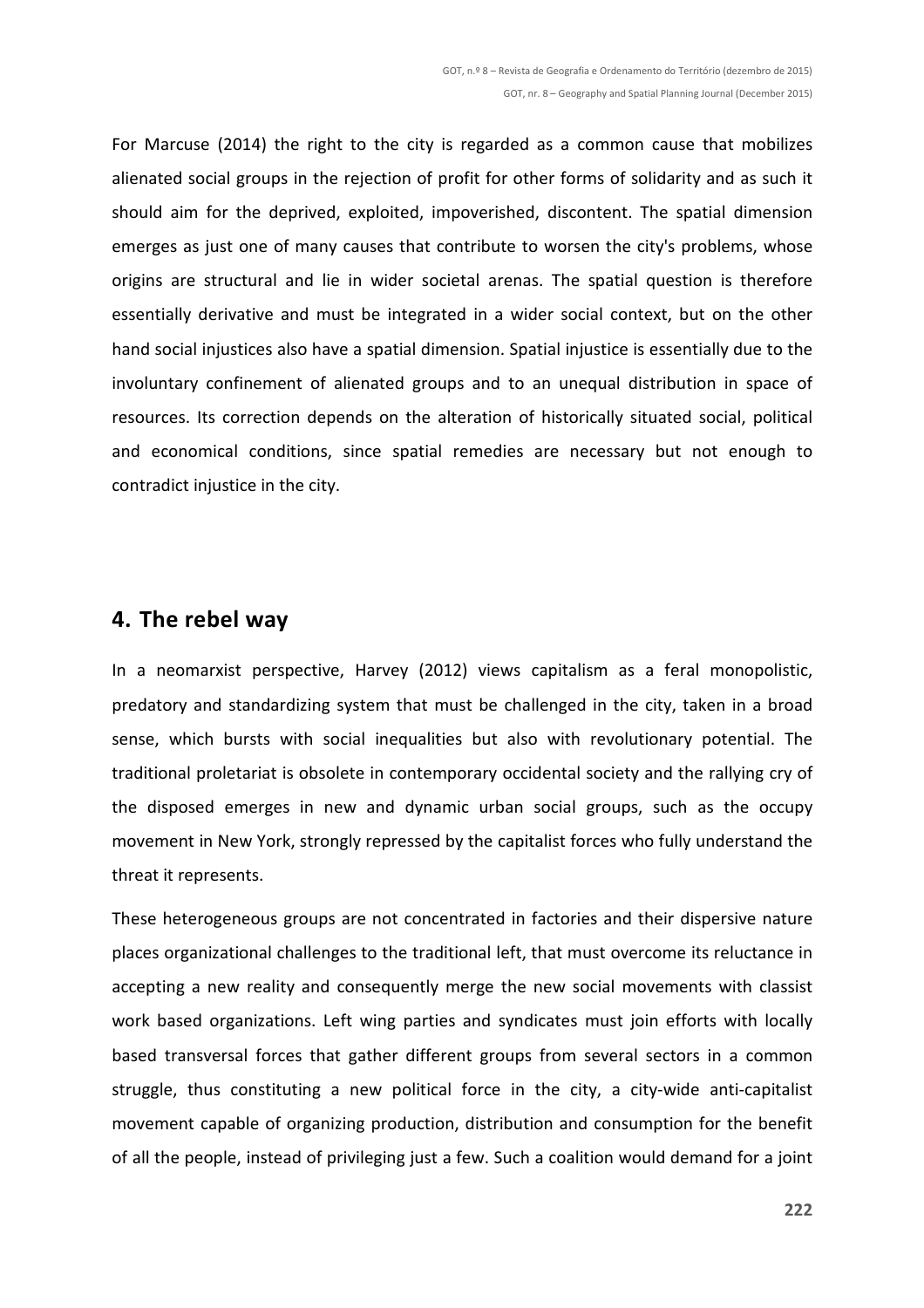For Marcuse (2014) the right to the city is regarded as a common cause that mobilizes alienated social groups in the rejection of profit for other forms of solidarity and as such it should aim for the deprived, exploited, impoverished, discontent. The spatial dimension emerges as just one of many causes that contribute to worsen the city's problems, whose origins are structural and lie in wider societal arenas. The spatial question is therefore essentially derivative and must be integrated in a wider social context, but on the other hand social injustices also have a spatial dimension. Spatial injustice is essentially due to the involuntary confinement of alienated groups and to an unequal distribution in space of resources. Its correction depends on the alteration of historically situated social, political and economical conditions, since spatial remedies are necessary but not enough to contradict injustice in the city.

## 4. The rebel way

In a neomarxist perspective, Harvey (2012) views capitalism as a feral monopolistic, predatory and standardizing system that must be challenged in the city, taken in a broad sense, which bursts with social inequalities but also with revolutionary potential. The traditional proletariat is obsolete in contemporary occidental society and the rallying cry of the disposed emerges in new and dynamic urban social groups, such as the occupy movement in New York, strongly repressed by the capitalist forces who fully understand the threat it represents.

These heterogeneous groups are not concentrated in factories and their dispersive nature places organizational challenges to the traditional left, that must overcome its reluctance in accepting a new reality and consequently merge the new social movements with classist work based organizations. Left wing parties and syndicates must join efforts with locally based transversal forces that gather different groups from several sectors in a common struggle, thus constituting a new political force in the city, a city-wide anti-capitalist movement capable of organizing production, distribution and consumption for the benefit of all the people, instead of privileging just a few. Such a coalition would demand for a joint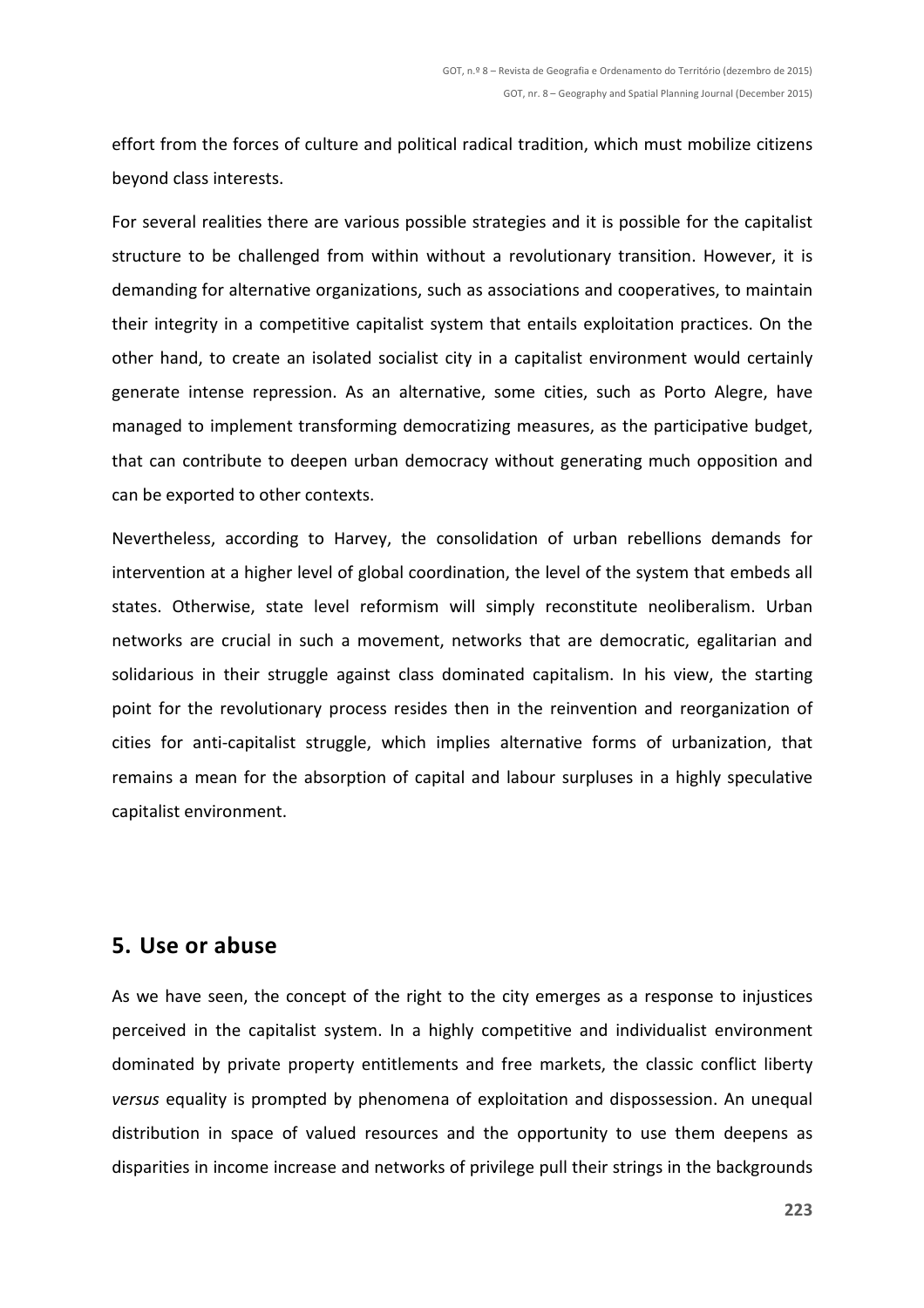effort from the forces of culture and political radical tradition, which must mobilize citizens beyond class interests.

For several realities there are various possible strategies and it is possible for the capitalist structure to be challenged from within without a revolutionary transition. However, it is demanding for alternative organizations, such as associations and cooperatives, to maintain their integrity in a competitive capitalist system that entails exploitation practices. On the other hand, to create an isolated socialist city in a capitalist environment would certainly generate intense repression. As an alternative, some cities, such as Porto Alegre, have managed to implement transforming democratizing measures, as the participative budget, that can contribute to deepen urban democracy without generating much opposition and can be exported to other contexts.

Nevertheless, according to Harvey, the consolidation of urban rebellions demands for intervention at a higher level of global coordination, the level of the system that embeds all states. Otherwise, state level reformism will simply reconstitute neoliberalism. Urban networks are crucial in such a movement, networks that are democratic, egalitarian and solidarious in their struggle against class dominated capitalism. In his view, the starting point for the revolutionary process resides then in the reinvention and reorganization of cities for anti-capitalist struggle, which implies alternative forms of urbanization, that remains a mean for the absorption of capital and labour surpluses in a highly speculative capitalist environment.

## 5. Use or abuse

As we have seen, the concept of the right to the city emerges as a response to injustices perceived in the capitalist system. In a highly competitive and individualist environment dominated by private property entitlements and free markets, the classic conflict liberty *versus* equality is prompted by phenomena of exploitation and dispossession. An unequal distribution in space of valued resources and the opportunity to use them deepens as disparities in income increase and networks of privilege pull their strings in the backgrounds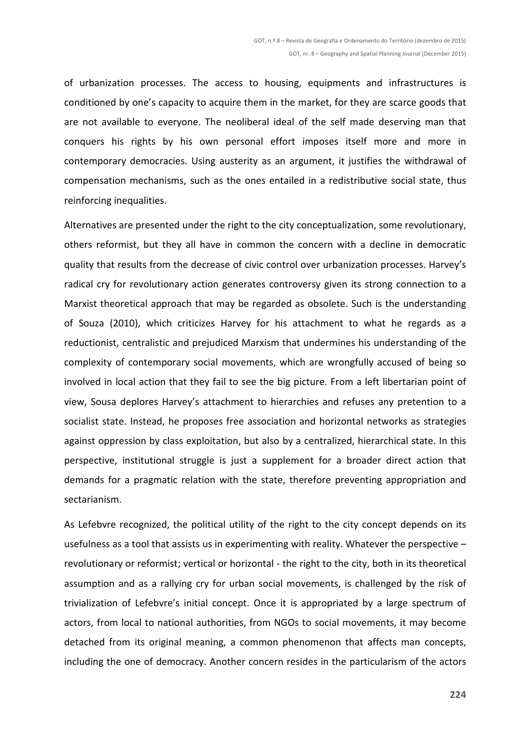of urbanization processes. The access to housing, equipments and infrastructures is conditioned by one's capacity to acquire them in the market, for they are scarce goods that are not available to everyone. The neoliberal ideal of the self made deserving man that conquers his rights by his own personal effort imposes itself more and more in contemporary democracies. Using austerity as an argument, it justifies the withdrawal of compensation mechanisms, such as the ones entailed in a redistributive social state, thus reinforcing inequalities.

Alternatives are presented under the right to the city conceptualization, some revolutionary, others reformist, but they all have in common the concern with a decline in democratic quality that results from the decrease of civic control over urbanization processes. Harvey's radical cry for revolutionary action generates controversy given its strong connection to a Marxist theoretical approach that may be regarded as obsolete. Such is the understanding of Souza (2010), which criticizes Harvey for his attachment to what he regards as a reductionist, centralistic and prejudiced Marxism that undermines his understanding of the complexity of contemporary social movements, which are wrongfully accused of being so involved in local action that they fail to see the big picture. From a left libertarian point of view, Sousa deplores Harvey's attachment to hierarchies and refuses any pretention to a socialist state. Instead, he proposes free association and horizontal networks as strategies against oppression by class exploitation, but also by a centralized, hierarchical state. In this perspective, institutional struggle is just a supplement for a broader direct action that demands for a pragmatic relation with the state, therefore preventing appropriation and sectarianism.

As Lefebvre recognized, the political utility of the right to the city concept depends on its usefulness as a tool that assists us in experimenting with reality. Whatever the perspective – revolutionary or reformist; vertical or horizontal - the right to the city, both in its theoretical assumption and as a rallying cry for urban social movements, is challenged by the risk of trivialization of Lefebvre's initial concept. Once it is appropriated by a large spectrum of actors, from local to national authorities, from NGOs to social movements, it may become detached from its original meaning, a common phenomenon that affects man concepts, including the one of democracy. Another concern resides in the particularism of the actors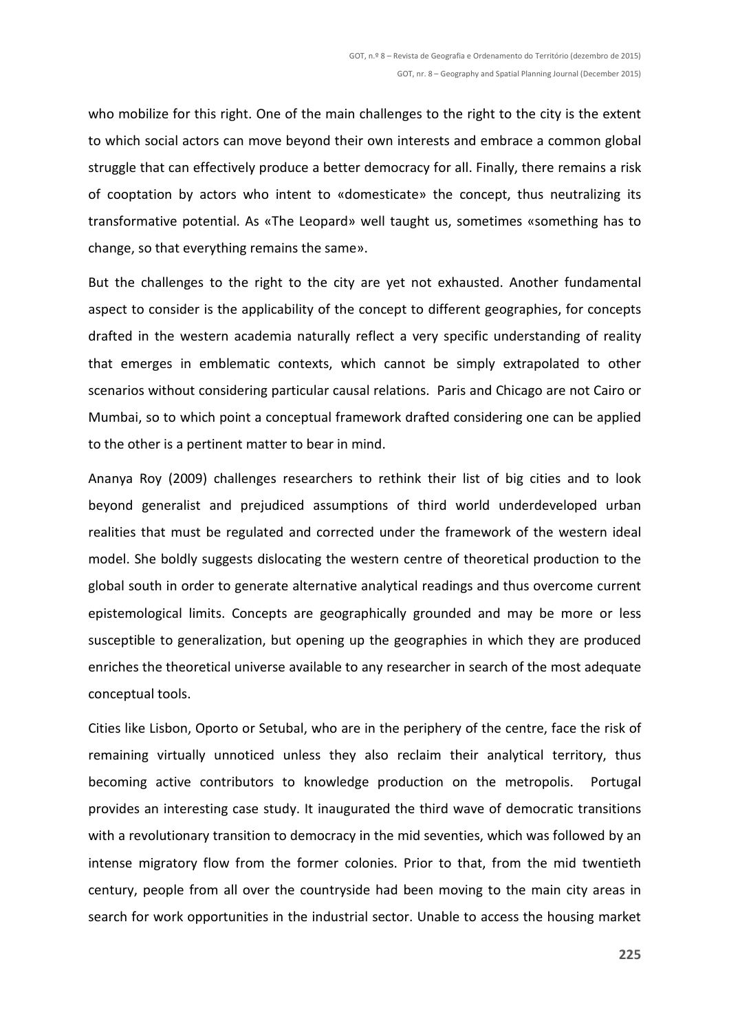who mobilize for this right. One of the main challenges to the right to the city is the extent to which social actors can move beyond their own interests and embrace a common global struggle that can effectively produce a better democracy for all. Finally, there remains a risk of cooptation by actors who intent to «domesticate» the concept, thus neutralizing its transformative potential. As «The Leopard» well taught us, sometimes «something has to change, so that everything remains the same».

But the challenges to the right to the city are yet not exhausted. Another fundamental aspect to consider is the applicability of the concept to different geographies, for concepts drafted in the western academia naturally reflect a very specific understanding of reality that emerges in emblematic contexts, which cannot be simply extrapolated to other scenarios without considering particular causal relations. Paris and Chicago are not Cairo or Mumbai, so to which point a conceptual framework drafted considering one can be applied to the other is a pertinent matter to bear in mind.

Ananya Roy (2009) challenges researchers to rethink their list of big cities and to look beyond generalist and prejudiced assumptions of third world underdeveloped urban realities that must be regulated and corrected under the framework of the western ideal model. She boldly suggests dislocating the western centre of theoretical production to the global south in order to generate alternative analytical readings and thus overcome current epistemological limits. Concepts are geographically grounded and may be more or less susceptible to generalization, but opening up the geographies in which they are produced enriches the theoretical universe available to any researcher in search of the most adequate conceptual tools.

Cities like Lisbon, Oporto or Setubal, who are in the periphery of the centre, face the risk of remaining virtually unnoticed unless they also reclaim their analytical territory, thus becoming active contributors to knowledge production on the metropolis. Portugal provides an interesting case study. It inaugurated the third wave of democratic transitions with a revolutionary transition to democracy in the mid seventies, which was followed by an intense migratory flow from the former colonies. Prior to that, from the mid twentieth century, people from all over the countryside had been moving to the main city areas in search for work opportunities in the industrial sector. Unable to access the housing market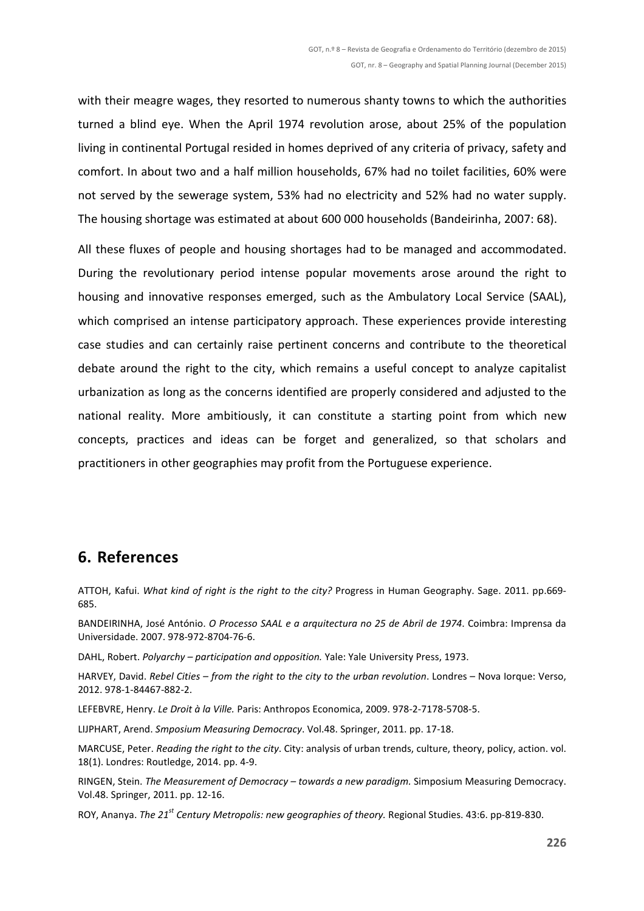with their meagre wages, they resorted to numerous shanty towns to which the authorities turned a blind eye. When the April 1974 revolution arose, about 25% of the population living in continental Portugal resided in homes deprived of any criteria of privacy, safety and comfort. In about two and a half million households, 67% had no toilet facilities, 60% were not served by the sewerage system, 53% had no electricity and 52% had no water supply. The housing shortage was estimated at about 600 000 households (Bandeirinha, 2007: 68).

All these fluxes of people and housing shortages had to be managed and accommodated. During the revolutionary period intense popular movements arose around the right to housing and innovative responses emerged, such as the Ambulatory Local Service (SAAL), which comprised an intense participatory approach. These experiences provide interesting case studies and can certainly raise pertinent concerns and contribute to the theoretical debate around the right to the city, which remains a useful concept to analyze capitalist urbanization as long as the concerns identified are properly considered and adjusted to the national reality. More ambitiously, it can constitute a starting point from which new concepts, practices and ideas can be forget and generalized, so that scholars and practitioners in other geographies may profit from the Portuguese experience.

## 6. References

ATTOH, Kafui. *What kind of right is the right to the city?* Progress in Human Geography. Sage. 2011. pp.669-685.

BANDEIRINHA, José António. *O Processo SAAL e a arquitectura no 25 de Abril de 1974*. Coimbra: Imprensa da Universidade. 2007. 978-972-8704-76-6.

DAHL, Robert. *Polyarchy – participation and opposition.* Yale: Yale University Press, 1973.

HARVEY, David. *Rebel Cities – from the right to the city to the urban revolution*. Londres – Nova Iorque: Verso, 2012. 978-1-84467-882-2.

LEFEBVRE, Henry. *Le Droit à la Ville.* Paris: Anthropos Economica, 2009. 978-2-7178-5708-5.

LIJPHART, Arend. *Smposium Measuring Democracy*. Vol.48. Springer, 2011. pp. 17-18.

MARCUSE, Peter. *Reading the right to the city*. City: analysis of urban trends, culture, theory, policy, action. vol. 18(1). Londres: Routledge, 2014. pp. 4-9.

RINGEN, Stein. *The Measurement of Democracy – towards a new paradigm.* Simposium Measuring Democracy. Vol.48. Springer, 2011. pp. 12-16.

ROY, Ananya. *The 21st Century Metropolis: new geographies of theory.* Regional Studies. 43:6. pp-819-830.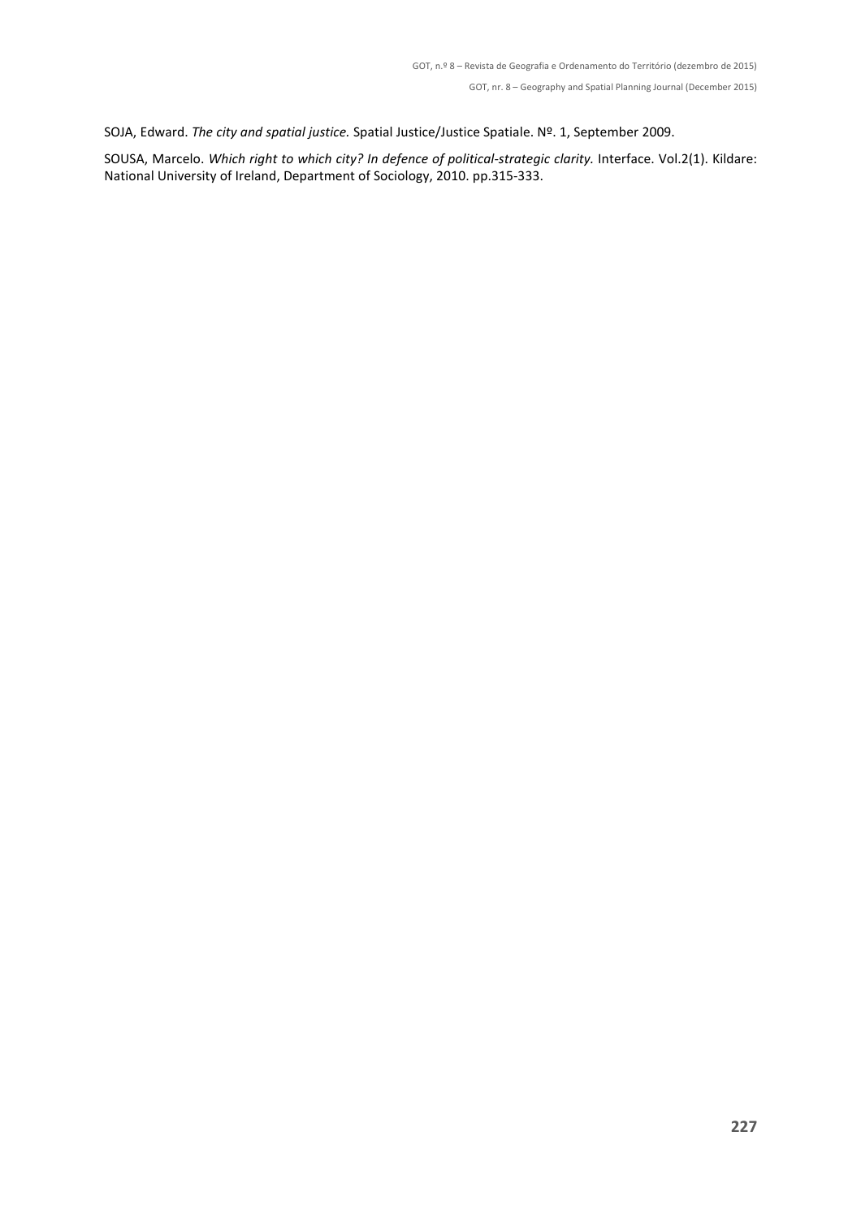SOJA, Edward. *The city and spatial justice.* Spatial Justice/Justice Spatiale. Nº. 1, September 2009.

SOUSA, Marcelo. *Which right to which city? In defence of political-strategic clarity.* Interface. Vol.2(1). Kildare: National University of Ireland, Department of Sociology, 2010. pp.315-333.